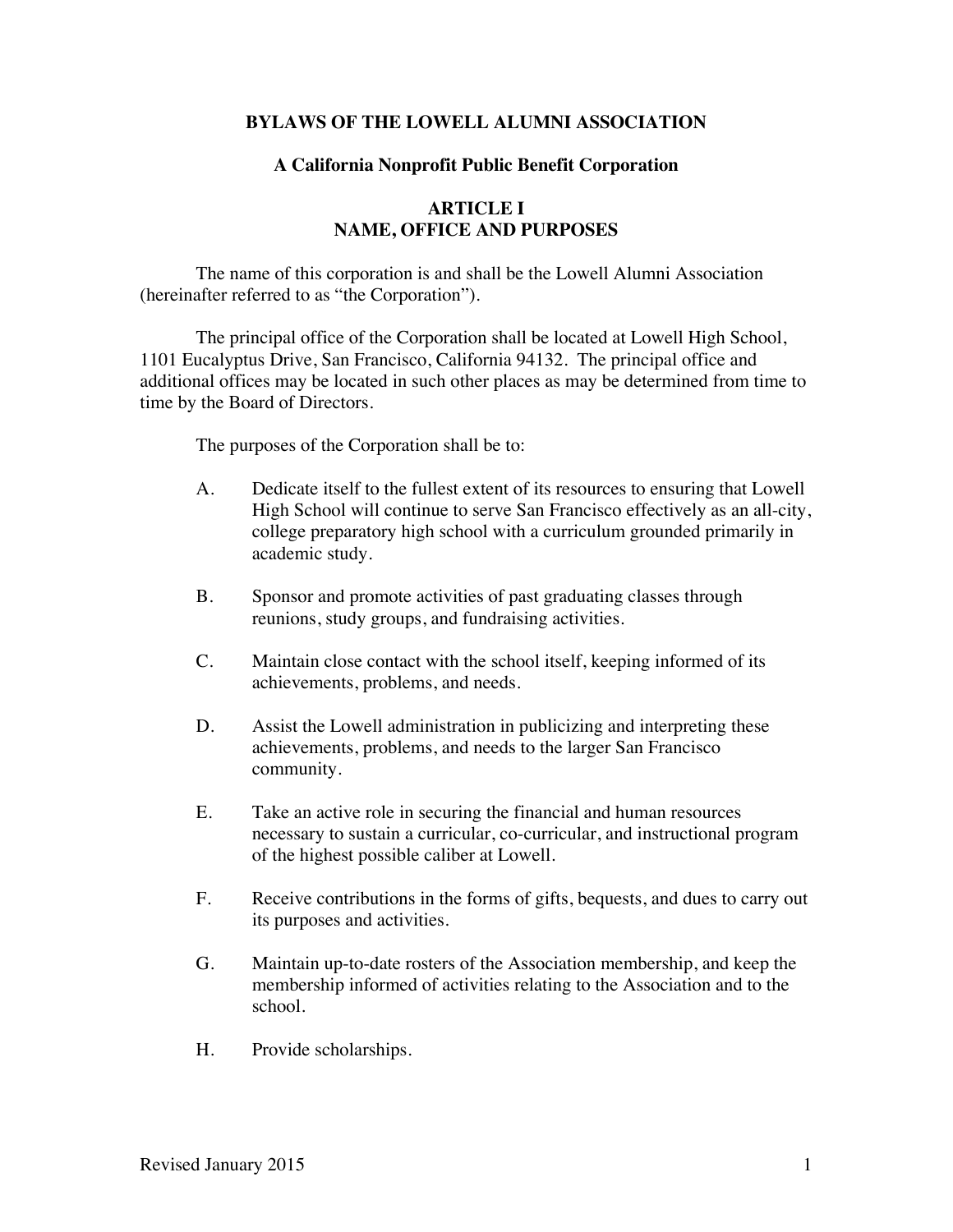# BYLAWS OF THE LOWELL ALUMNI ASSOCIATION

## A California Nonprofit Public Benefit Corporation

## ARTICLE I
## NAME, OFFICE AND PURPOSES

The name of this corporation is and shall be the Lowell Alumni Association (hereinafter referred to as "the Corporation").

The principal office of the Corporation shall be located at Lowell High School, 1101 Eucalyptus Drive, San Francisco, California 94132. The principal office and additional offices may be located in such other places as may be determined from time to time by the Board of Directors.

The purposes of the Corporation shall be to:

A. Dedicate itself to the fullest extent of its resources to ensuring that Lowell High School will continue to serve San Francisco effectively as an all-city, college preparatory high school with a curriculum grounded primarily in academic study.

B. Sponsor and promote activities of past graduating classes through reunions, study groups, and fundraising activities.

C. Maintain close contact with the school itself, keeping informed of its achievements, problems, and needs.

D. Assist the Lowell administration in publicizing and interpreting these achievements, problems, and needs to the larger San Francisco community.

E. Take an active role in securing the financial and human resources necessary to sustain a curricular, co-curricular, and instructional program of the highest possible caliber at Lowell.

F. Receive contributions in the forms of gifts, bequests, and dues to carry out its purposes and activities.

G. Maintain up-to-date rosters of the Association membership, and keep the membership informed of activities relating to the Association and to the school.

H. Provide scholarships.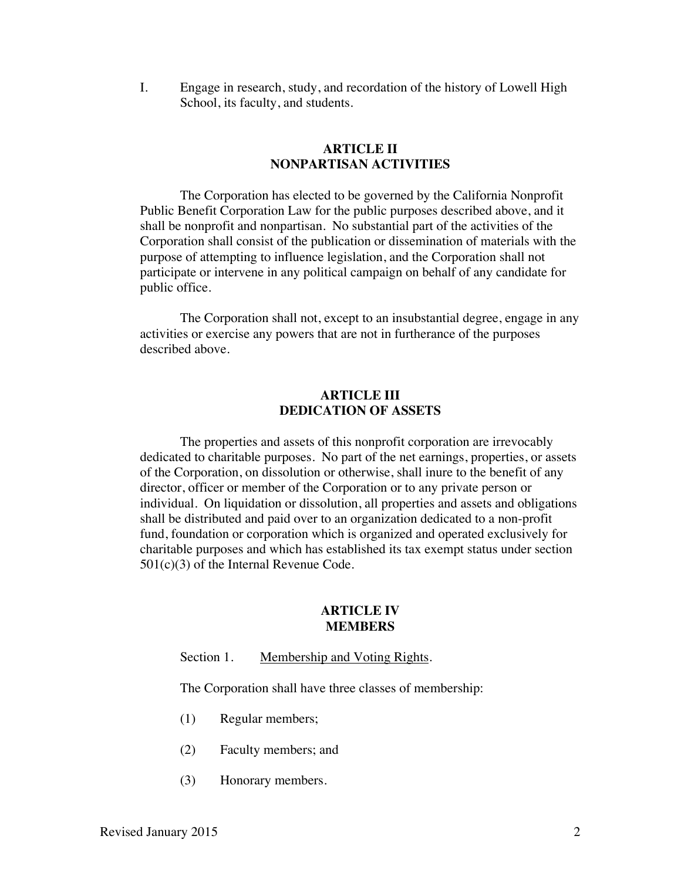I. Engage in research, study, and recordation of the history of Lowell High School, its faculty, and students.

## ARTICLE II
## NONPARTISAN ACTIVITIES

The Corporation has elected to be governed by the California Nonprofit Public Benefit Corporation Law for the public purposes described above, and it shall be nonprofit and nonpartisan. No substantial part of the activities of the Corporation shall consist of the publication or dissemination of materials with the purpose of attempting to influence legislation, and the Corporation shall not participate or intervene in any political campaign on behalf of any candidate for public office.

The Corporation shall not, except to an insubstantial degree, engage in any activities or exercise any powers that are not in furtherance of the purposes described above.

## ARTICLE III
## DEDICATION OF ASSETS

The properties and assets of this nonprofit corporation are irrevocably dedicated to charitable purposes. No part of the net earnings, properties, or assets of the Corporation, on dissolution or otherwise, shall inure to the benefit of any director, officer or member of the Corporation or to any private person or individual. On liquidation or dissolution, all properties and assets and obligations shall be distributed and paid over to an organization dedicated to a non-profit fund, foundation or corporation which is organized and operated exclusively for charitable purposes and which has established its tax exempt status under section 501(c)(3) of the Internal Revenue Code.

## ARTICLE IV
## MEMBERS

Section 1. Membership and Voting Rights.

The Corporation shall have three classes of membership:

(1) Regular members;

(2) Faculty members; and

(3) Honorary members.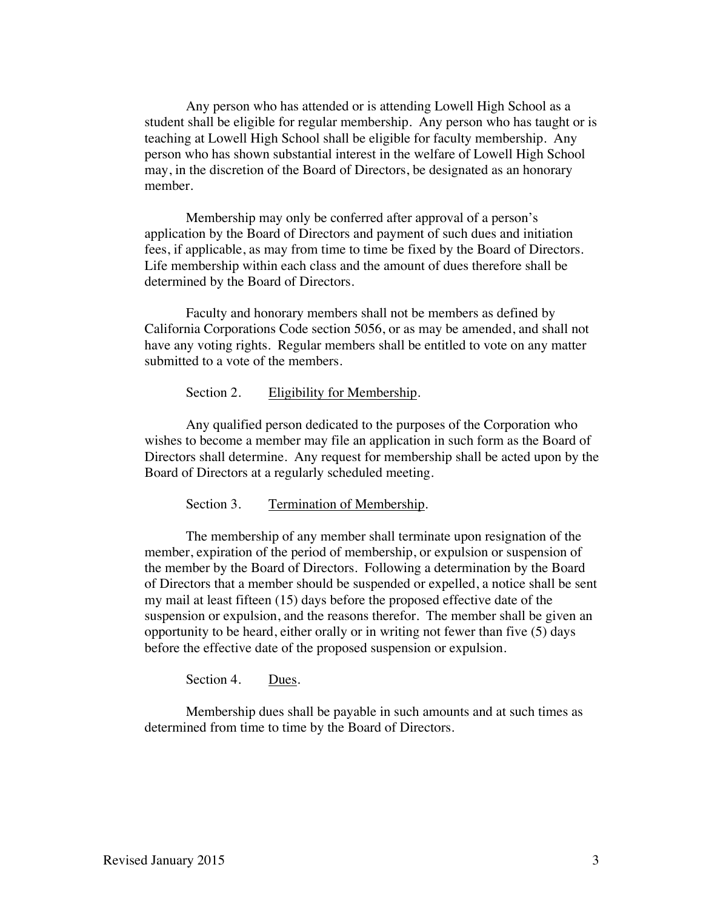Any person who has attended or is attending Lowell High School as a student shall be eligible for regular membership. Any person who has taught or is teaching at Lowell High School shall be eligible for faculty membership. Any person who has shown substantial interest in the welfare of Lowell High School may, in the discretion of the Board of Directors, be designated as an honorary member.

Membership may only be conferred after approval of a person's application by the Board of Directors and payment of such dues and initiation fees, if applicable, as may from time to time be fixed by the Board of Directors. Life membership within each class and the amount of dues therefore shall be determined by the Board of Directors.

Faculty and honorary members shall not be members as defined by California Corporations Code section 5056, or as may be amended, and shall not have any voting rights. Regular members shall be entitled to vote on any matter submitted to a vote of the members.

Section 2. Eligibility for Membership.

Any qualified person dedicated to the purposes of the Corporation who wishes to become a member may file an application in such form as the Board of Directors shall determine. Any request for membership shall be acted upon by the Board of Directors at a regularly scheduled meeting.

Section 3. Termination of Membership.

The membership of any member shall terminate upon resignation of the member, expiration of the period of membership, or expulsion or suspension of the member by the Board of Directors. Following a determination by the Board of Directors that a member should be suspended or expelled, a notice shall be sent my mail at least fifteen (15) days before the proposed effective date of the suspension or expulsion, and the reasons therefor. The member shall be given an opportunity to be heard, either orally or in writing not fewer than five (5) days before the effective date of the proposed suspension or expulsion.

Section 4. Dues.

Membership dues shall be payable in such amounts and at such times as determined from time to time by the Board of Directors.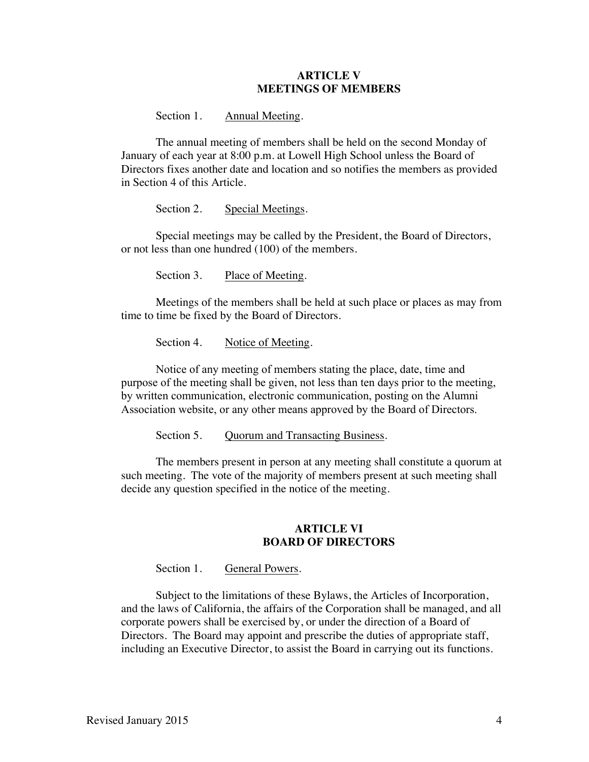## ARTICLE V
## MEETINGS OF MEMBERS

Section 1. Annual Meeting.

The annual meeting of members shall be held on the second Monday of January of each year at 8:00 p.m. at Lowell High School unless the Board of Directors fixes another date and location and so notifies the members as provided in Section 4 of this Article.

Section 2. Special Meetings.

Special meetings may be called by the President, the Board of Directors, or not less than one hundred (100) of the members.

Section 3. Place of Meeting.

Meetings of the members shall be held at such place or places as may from time to time be fixed by the Board of Directors.

Section 4. Notice of Meeting.

Notice of any meeting of members stating the place, date, time and purpose of the meeting shall be given, not less than ten days prior to the meeting, by written communication, electronic communication, posting on the Alumni Association website, or any other means approved by the Board of Directors.

Section 5. Quorum and Transacting Business.

The members present in person at any meeting shall constitute a quorum at such meeting. The vote of the majority of members present at such meeting shall decide any question specified in the notice of the meeting.

## ARTICLE VI
## BOARD OF DIRECTORS

Section 1. General Powers.

Subject to the limitations of these Bylaws, the Articles of Incorporation, and the laws of California, the affairs of the Corporation shall be managed, and all corporate powers shall be exercised by, or under the direction of a Board of Directors. The Board may appoint and prescribe the duties of appropriate staff, including an Executive Director, to assist the Board in carrying out its functions.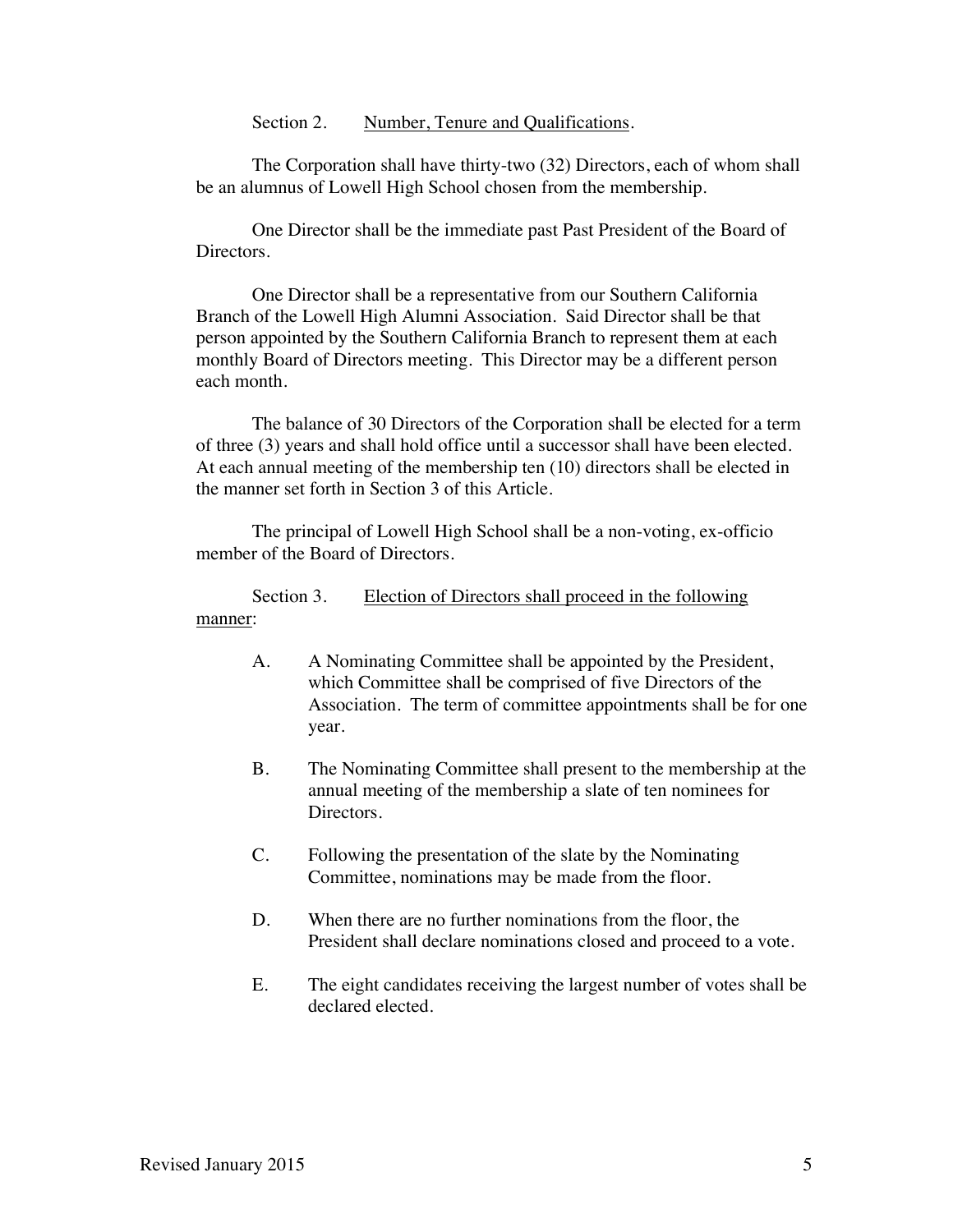Section 2. <u>Number, Tenure and Qualifications</u>.

The Corporation shall have thirty-two (32) Directors, each of whom shall be an alumnus of Lowell High School chosen from the membership.

One Director shall be the immediate past Past President of the Board of Directors.

One Director shall be a representative from our Southern California Branch of the Lowell High Alumni Association. Said Director shall be that person appointed by the Southern California Branch to represent them at each monthly Board of Directors meeting. This Director may be a different person each month.

The balance of 30 Directors of the Corporation shall be elected for a term of three (3) years and shall hold office until a successor shall have been elected. At each annual meeting of the membership ten (10) directors shall be elected in the manner set forth in Section 3 of this Article.

The principal of Lowell High School shall be a non-voting, ex-officio member of the Board of Directors.

Section 3. <u>Election of Directors shall proceed in the following manner</u>:

A. A Nominating Committee shall be appointed by the President, which Committee shall be comprised of five Directors of the Association. The term of committee appointments shall be for one year.

B. The Nominating Committee shall present to the membership at the annual meeting of the membership a slate of ten nominees for Directors.

C. Following the presentation of the slate by the Nominating Committee, nominations may be made from the floor.

D. When there are no further nominations from the floor, the President shall declare nominations closed and proceed to a vote.

E. The eight candidates receiving the largest number of votes shall be declared elected.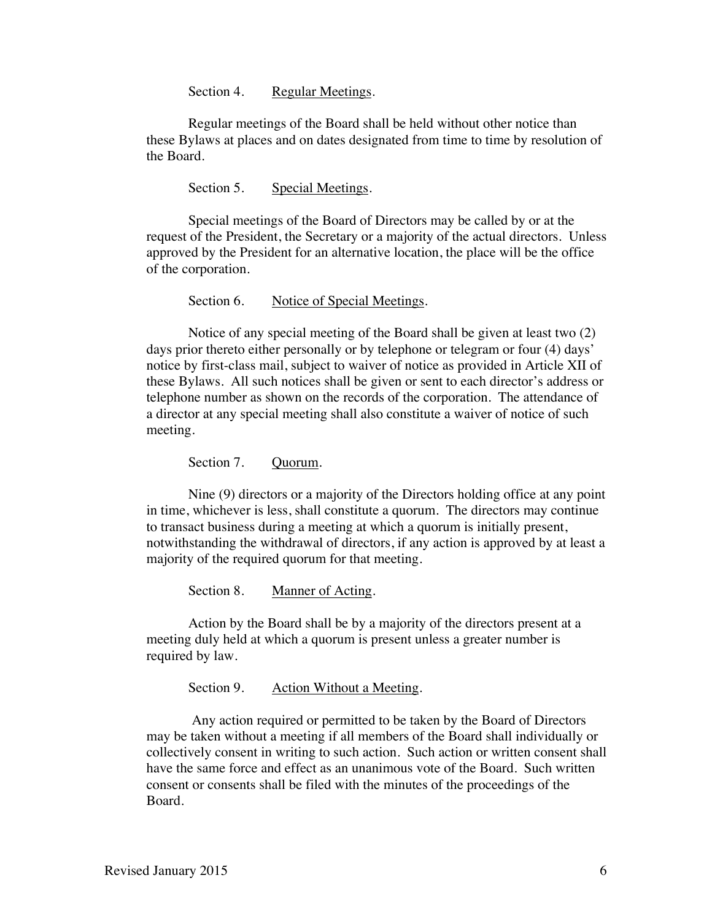Section 4. <u>Regular Meetings</u>.

Regular meetings of the Board shall be held without other notice than these Bylaws at places and on dates designated from time to time by resolution of the Board.

Section 5. <u>Special Meetings</u>.

Special meetings of the Board of Directors may be called by or at the request of the President, the Secretary or a majority of the actual directors. Unless approved by the President for an alternative location, the place will be the office of the corporation.

Section 6. <u>Notice of Special Meetings</u>.

Notice of any special meeting of the Board shall be given at least two (2) days prior thereto either personally or by telephone or telegram or four (4) days' notice by first-class mail, subject to waiver of notice as provided in Article XII of these Bylaws. All such notices shall be given or sent to each director's address or telephone number as shown on the records of the corporation. The attendance of a director at any special meeting shall also constitute a waiver of notice of such meeting.

Section 7. <u>Quorum</u>.

Nine (9) directors or a majority of the Directors holding office at any point in time, whichever is less, shall constitute a quorum. The directors may continue to transact business during a meeting at which a quorum is initially present, notwithstanding the withdrawal of directors, if any action is approved by at least a majority of the required quorum for that meeting.

Section 8. <u>Manner of Acting</u>.

Action by the Board shall be by a majority of the directors present at a meeting duly held at which a quorum is present unless a greater number is required by law.

Section 9. <u>Action Without a Meeting</u>.

Any action required or permitted to be taken by the Board of Directors may be taken without a meeting if all members of the Board shall individually or collectively consent in writing to such action. Such action or written consent shall have the same force and effect as an unanimous vote of the Board. Such written consent or consents shall be filed with the minutes of the proceedings of the Board.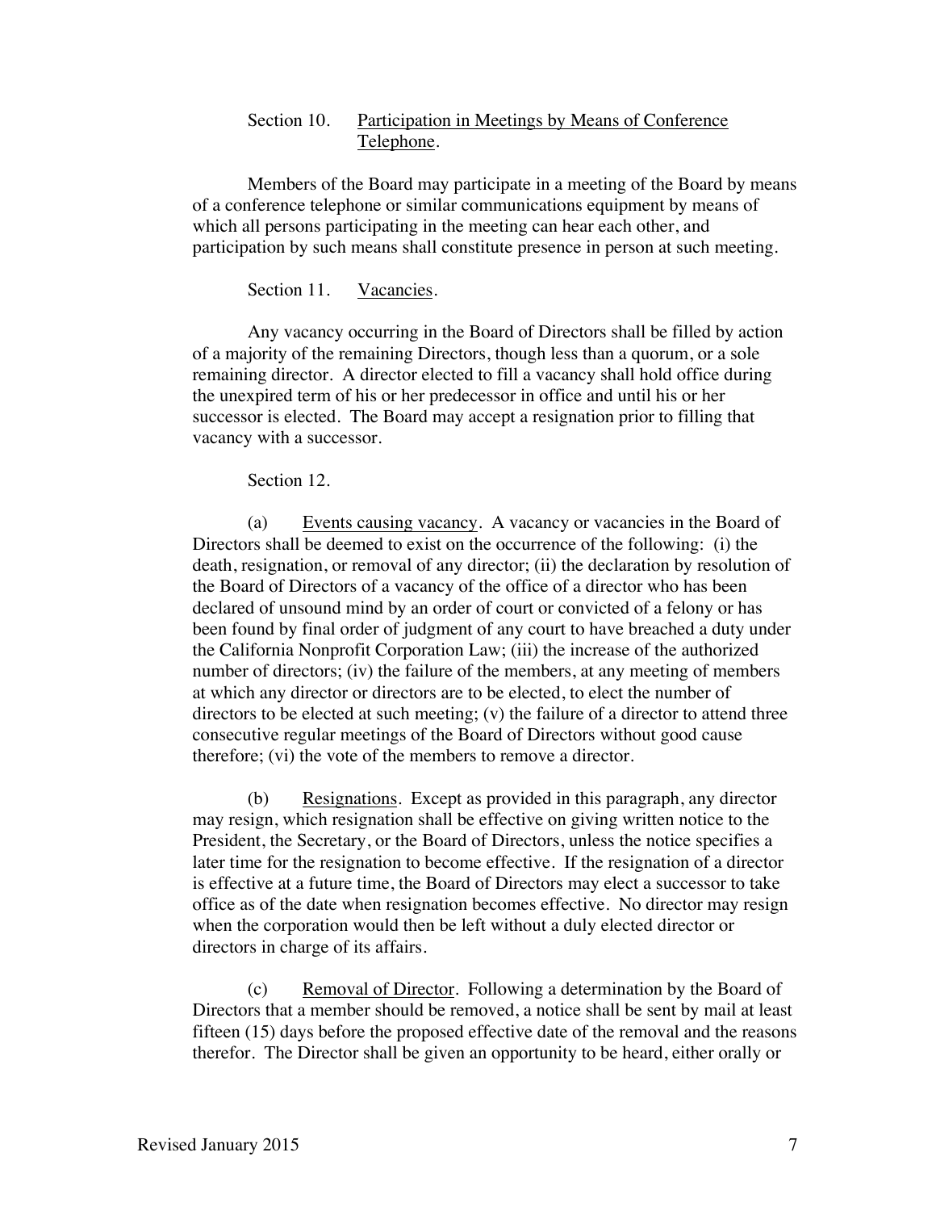Section 10. Participation in Meetings by Means of Conference Telephone.

Members of the Board may participate in a meeting of the Board by means of a conference telephone or similar communications equipment by means of which all persons participating in the meeting can hear each other, and participation by such means shall constitute presence in person at such meeting.

Section 11. Vacancies.

Any vacancy occurring in the Board of Directors shall be filled by action of a majority of the remaining Directors, though less than a quorum, or a sole remaining director. A director elected to fill a vacancy shall hold office during the unexpired term of his or her predecessor in office and until his or her successor is elected. The Board may accept a resignation prior to filling that vacancy with a successor.

Section 12.

(a) Events causing vacancy. A vacancy or vacancies in the Board of Directors shall be deemed to exist on the occurrence of the following: (i) the death, resignation, or removal of any director; (ii) the declaration by resolution of the Board of Directors of a vacancy of the office of a director who has been declared of unsound mind by an order of court or convicted of a felony or has been found by final order of judgment of any court to have breached a duty under the California Nonprofit Corporation Law; (iii) the increase of the authorized number of directors; (iv) the failure of the members, at any meeting of members at which any director or directors are to be elected, to elect the number of directors to be elected at such meeting; (v) the failure of a director to attend three consecutive regular meetings of the Board of Directors without good cause therefore; (vi) the vote of the members to remove a director.

(b) Resignations. Except as provided in this paragraph, any director may resign, which resignation shall be effective on giving written notice to the President, the Secretary, or the Board of Directors, unless the notice specifies a later time for the resignation to become effective. If the resignation of a director is effective at a future time, the Board of Directors may elect a successor to take office as of the date when resignation becomes effective. No director may resign when the corporation would then be left without a duly elected director or directors in charge of its affairs.

(c) Removal of Director. Following a determination by the Board of Directors that a member should be removed, a notice shall be sent by mail at least fifteen (15) days before the proposed effective date of the removal and the reasons therefor. The Director shall be given an opportunity to be heard, either orally or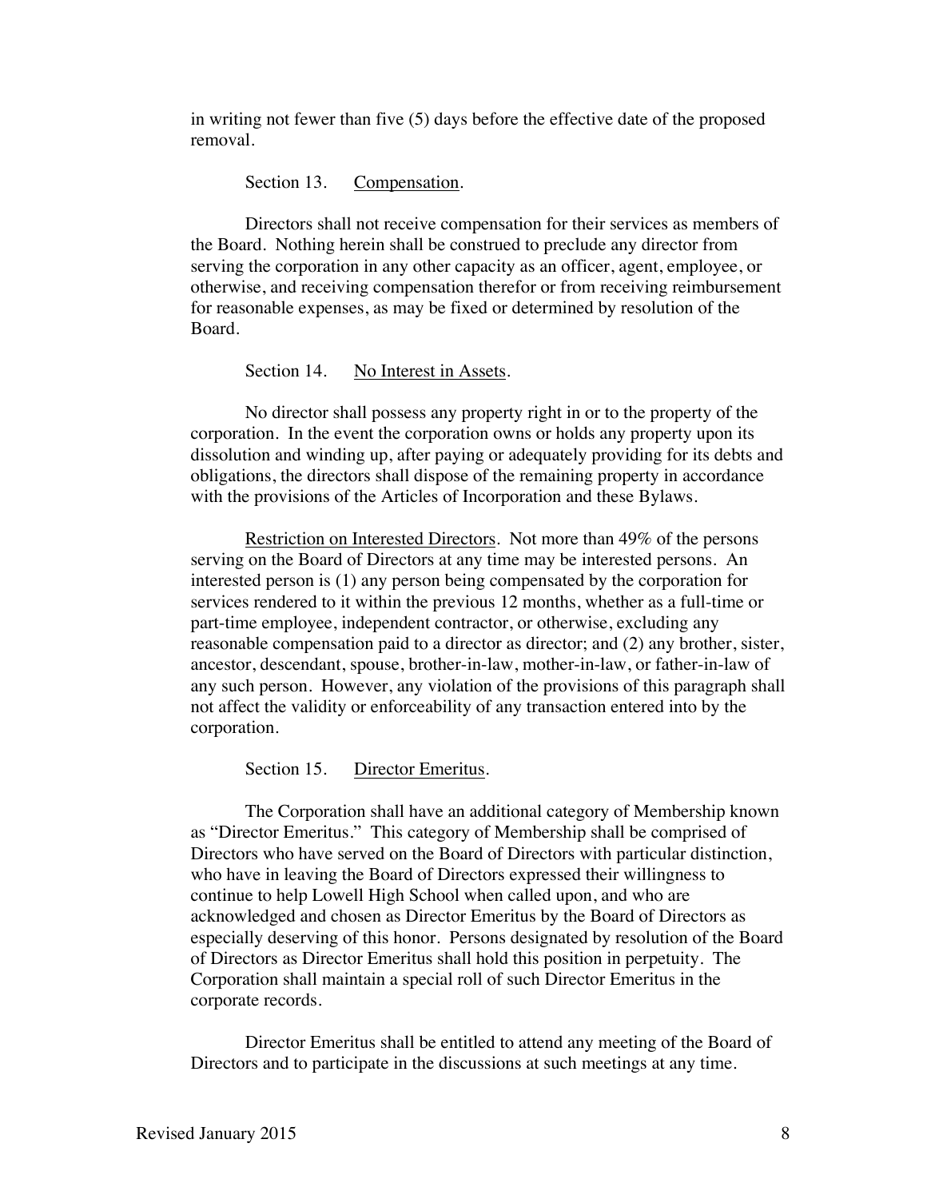in writing not fewer than five (5) days before the effective date of the proposed removal.

Section 13. <u>Compensation</u>.

Directors shall not receive compensation for their services as members of the Board. Nothing herein shall be construed to preclude any director from serving the corporation in any other capacity as an officer, agent, employee, or otherwise, and receiving compensation therefor or from receiving reimbursement for reasonable expenses, as may be fixed or determined by resolution of the Board.

Section 14. <u>No Interest in Assets</u>.

No director shall possess any property right in or to the property of the corporation. In the event the corporation owns or holds any property upon its dissolution and winding up, after paying or adequately providing for its debts and obligations, the directors shall dispose of the remaining property in accordance with the provisions of the Articles of Incorporation and these Bylaws.

<u>Restriction on Interested Directors</u>. Not more than 49% of the persons serving on the Board of Directors at any time may be interested persons. An interested person is (1) any person being compensated by the corporation for services rendered to it within the previous 12 months, whether as a full-time or part-time employee, independent contractor, or otherwise, excluding any reasonable compensation paid to a director as director; and (2) any brother, sister, ancestor, descendant, spouse, brother-in-law, mother-in-law, or father-in-law of any such person. However, any violation of the provisions of this paragraph shall not affect the validity or enforceability of any transaction entered into by the corporation.

Section 15. <u>Director Emeritus</u>.

The Corporation shall have an additional category of Membership known as "Director Emeritus." This category of Membership shall be comprised of Directors who have served on the Board of Directors with particular distinction, who have in leaving the Board of Directors expressed their willingness to continue to help Lowell High School when called upon, and who are acknowledged and chosen as Director Emeritus by the Board of Directors as especially deserving of this honor. Persons designated by resolution of the Board of Directors as Director Emeritus shall hold this position in perpetuity. The Corporation shall maintain a special roll of such Director Emeritus in the corporate records.

Director Emeritus shall be entitled to attend any meeting of the Board of Directors and to participate in the discussions at such meetings at any time.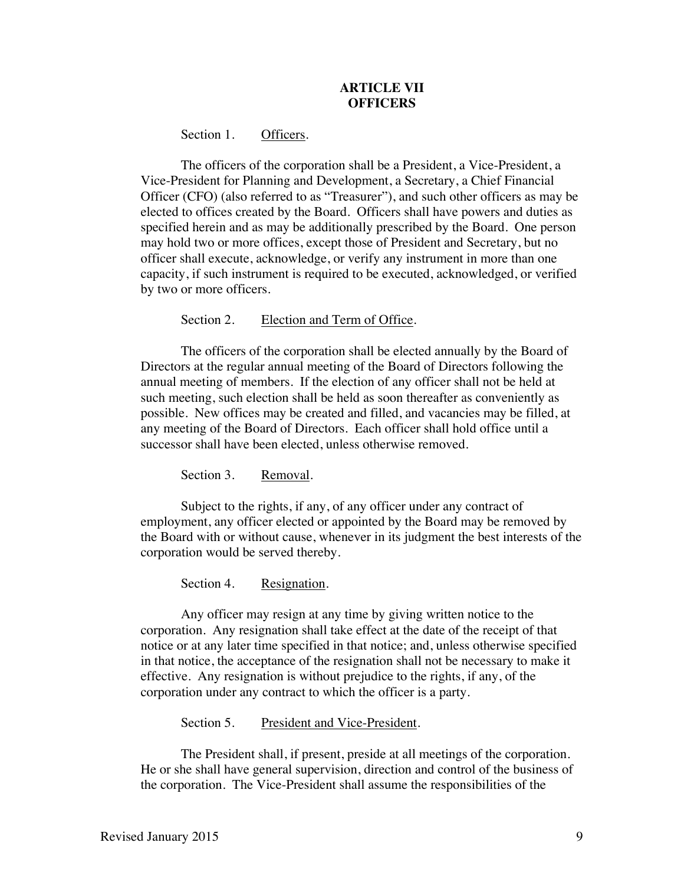## ARTICLE VII
## OFFICERS

Section 1. Officers.

The officers of the corporation shall be a President, a Vice-President, a Vice-President for Planning and Development, a Secretary, a Chief Financial Officer (CFO) (also referred to as "Treasurer"), and such other officers as may be elected to offices created by the Board. Officers shall have powers and duties as specified herein and as may be additionally prescribed by the Board. One person may hold two or more offices, except those of President and Secretary, but no officer shall execute, acknowledge, or verify any instrument in more than one capacity, if such instrument is required to be executed, acknowledged, or verified by two or more officers.

Section 2. Election and Term of Office.

The officers of the corporation shall be elected annually by the Board of Directors at the regular annual meeting of the Board of Directors following the annual meeting of members. If the election of any officer shall not be held at such meeting, such election shall be held as soon thereafter as conveniently as possible. New offices may be created and filled, and vacancies may be filled, at any meeting of the Board of Directors. Each officer shall hold office until a successor shall have been elected, unless otherwise removed.

Section 3. Removal.

Subject to the rights, if any, of any officer under any contract of employment, any officer elected or appointed by the Board may be removed by the Board with or without cause, whenever in its judgment the best interests of the corporation would be served thereby.

Section 4. Resignation.

Any officer may resign at any time by giving written notice to the corporation. Any resignation shall take effect at the date of the receipt of that notice or at any later time specified in that notice; and, unless otherwise specified in that notice, the acceptance of the resignation shall not be necessary to make it effective. Any resignation is without prejudice to the rights, if any, of the corporation under any contract to which the officer is a party.

Section 5. President and Vice-President.

The President shall, if present, preside at all meetings of the corporation. He or she shall have general supervision, direction and control of the business of the corporation. The Vice-President shall assume the responsibilities of the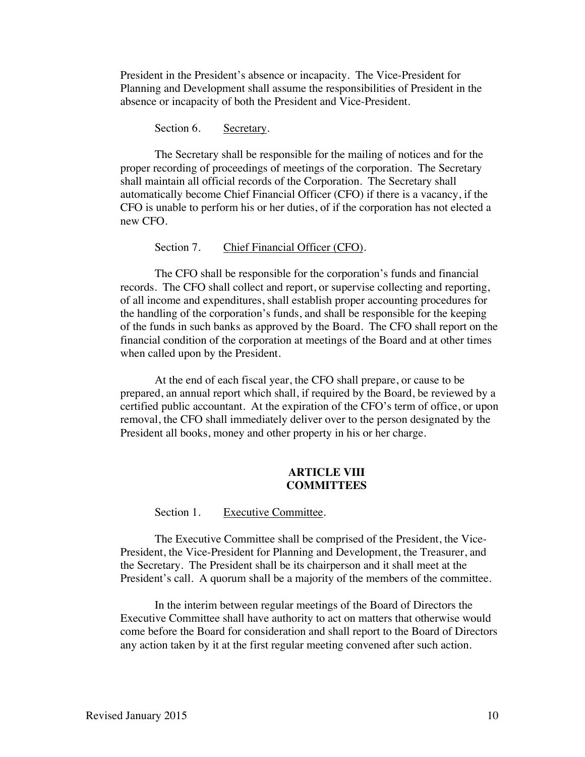President in the President's absence or incapacity. The Vice-President for Planning and Development shall assume the responsibilities of President in the absence or incapacity of both the President and Vice-President.

Section 6. Secretary.

The Secretary shall be responsible for the mailing of notices and for the proper recording of proceedings of meetings of the corporation. The Secretary shall maintain all official records of the Corporation. The Secretary shall automatically become Chief Financial Officer (CFO) if there is a vacancy, if the CFO is unable to perform his or her duties, of if the corporation has not elected a new CFO.

Section 7. Chief Financial Officer (CFO).

The CFO shall be responsible for the corporation's funds and financial records. The CFO shall collect and report, or supervise collecting and reporting, of all income and expenditures, shall establish proper accounting procedures for the handling of the corporation's funds, and shall be responsible for the keeping of the funds in such banks as approved by the Board. The CFO shall report on the financial condition of the corporation at meetings of the Board and at other times when called upon by the President.

At the end of each fiscal year, the CFO shall prepare, or cause to be prepared, an annual report which shall, if required by the Board, be reviewed by a certified public accountant. At the expiration of the CFO's term of office, or upon removal, the CFO shall immediately deliver over to the person designated by the President all books, money and other property in his or her charge.

## ARTICLE VIII
## COMMITTEES

Section 1. Executive Committee.

The Executive Committee shall be comprised of the President, the Vice-President, the Vice-President for Planning and Development, the Treasurer, and the Secretary. The President shall be its chairperson and it shall meet at the President's call. A quorum shall be a majority of the members of the committee.

In the interim between regular meetings of the Board of Directors the Executive Committee shall have authority to act on matters that otherwise would come before the Board for consideration and shall report to the Board of Directors any action taken by it at the first regular meeting convened after such action.

Revised January 2015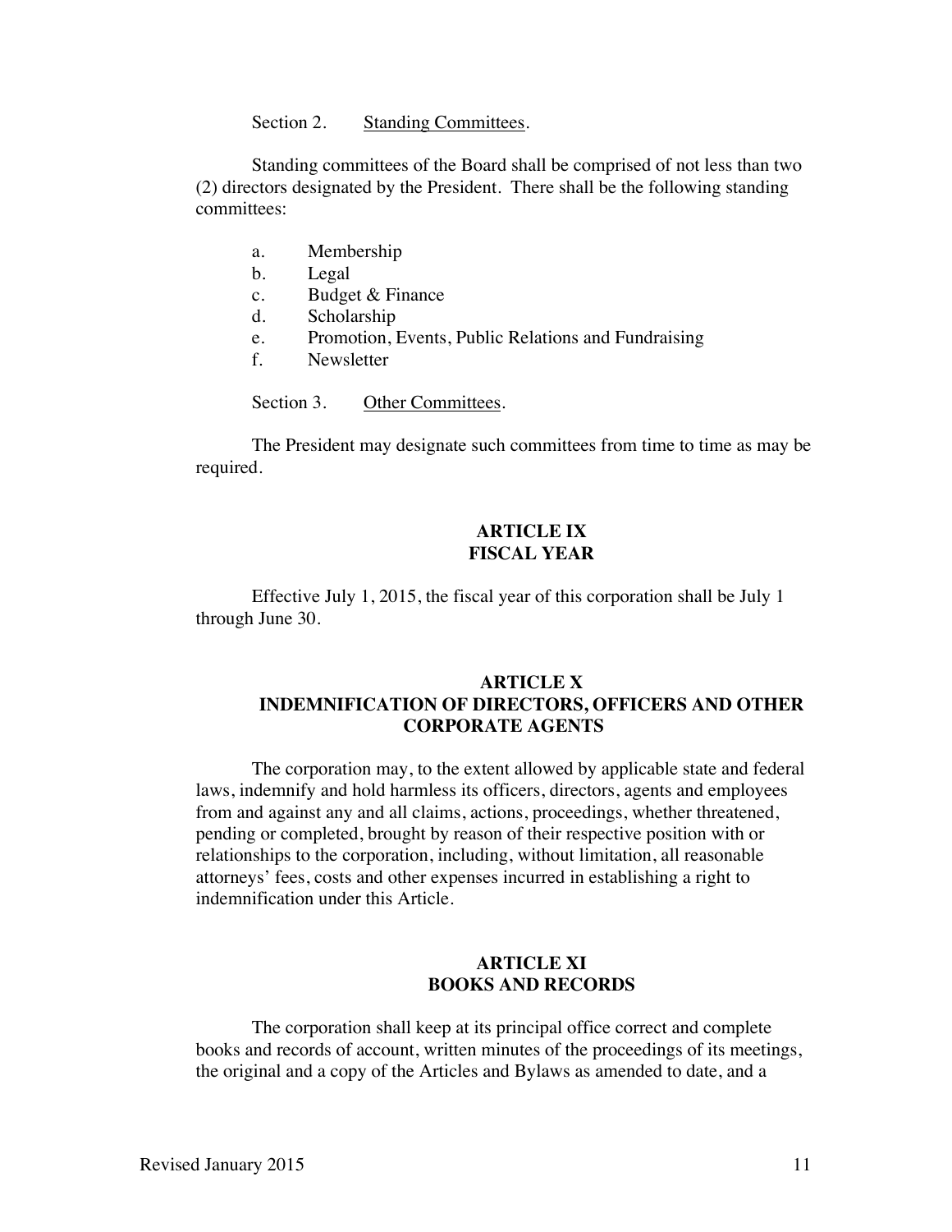Section 2. Standing Committees.

Standing committees of the Board shall be comprised of not less than two (2) directors designated by the President. There shall be the following standing committees:

a. Membership
b. Legal
c. Budget & Finance
d. Scholarship
e. Promotion, Events, Public Relations and Fundraising
f. Newsletter

Section 3. Other Committees.

The President may designate such committees from time to time as may be required.

## ARTICLE IX
## FISCAL YEAR

Effective July 1, 2015, the fiscal year of this corporation shall be July 1 through June 30.

## ARTICLE X
## INDEMNIFICATION OF DIRECTORS, OFFICERS AND OTHER CORPORATE AGENTS

The corporation may, to the extent allowed by applicable state and federal laws, indemnify and hold harmless its officers, directors, agents and employees from and against any and all claims, actions, proceedings, whether threatened, pending or completed, brought by reason of their respective position with or relationships to the corporation, including, without limitation, all reasonable attorneys' fees, costs and other expenses incurred in establishing a right to indemnification under this Article.

## ARTICLE XI
## BOOKS AND RECORDS

The corporation shall keep at its principal office correct and complete books and records of account, written minutes of the proceedings of its meetings, the original and a copy of the Articles and Bylaws as amended to date, and a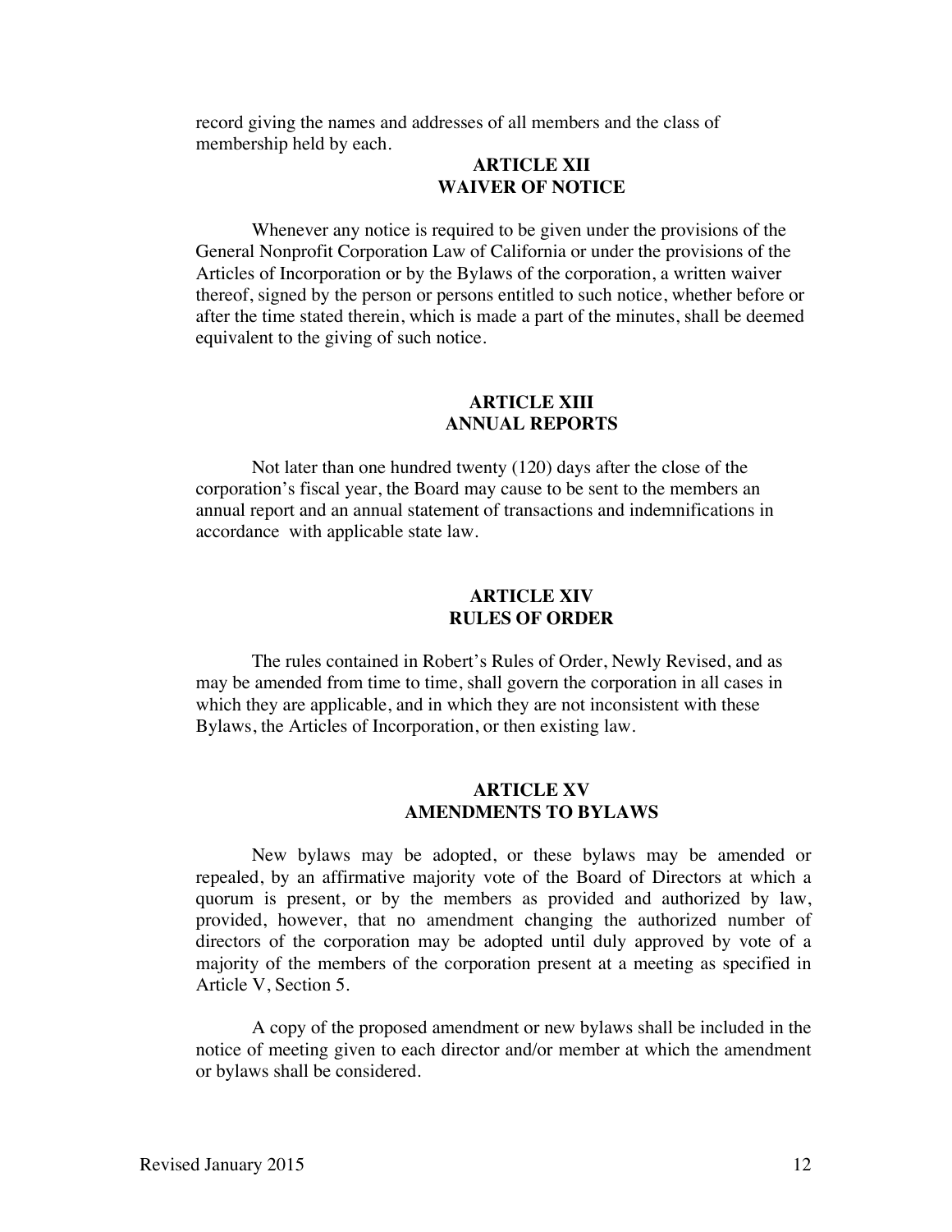record giving the names and addresses of all members and the class of membership held by each.

## ARTICLE XII
## WAIVER OF NOTICE

Whenever any notice is required to be given under the provisions of the General Nonprofit Corporation Law of California or under the provisions of the Articles of Incorporation or by the Bylaws of the corporation, a written waiver thereof, signed by the person or persons entitled to such notice, whether before or after the time stated therein, which is made a part of the minutes, shall be deemed equivalent to the giving of such notice.

## ARTICLE XIII
## ANNUAL REPORTS

Not later than one hundred twenty (120) days after the close of the corporation's fiscal year, the Board may cause to be sent to the members an annual report and an annual statement of transactions and indemnifications in accordance with applicable state law.

## ARTICLE XIV
## RULES OF ORDER

The rules contained in Robert's Rules of Order, Newly Revised, and as may be amended from time to time, shall govern the corporation in all cases in which they are applicable, and in which they are not inconsistent with these Bylaws, the Articles of Incorporation, or then existing law.

## ARTICLE XV
## AMENDMENTS TO BYLAWS

New bylaws may be adopted, or these bylaws may be amended or repealed, by an affirmative majority vote of the Board of Directors at which a quorum is present, or by the members as provided and authorized by law, provided, however, that no amendment changing the authorized number of directors of the corporation may be adopted until duly approved by vote of a majority of the members of the corporation present at a meeting as specified in Article V, Section 5.

A copy of the proposed amendment or new bylaws shall be included in the notice of meeting given to each director and/or member at which the amendment or bylaws shall be considered.

Revised January 2015